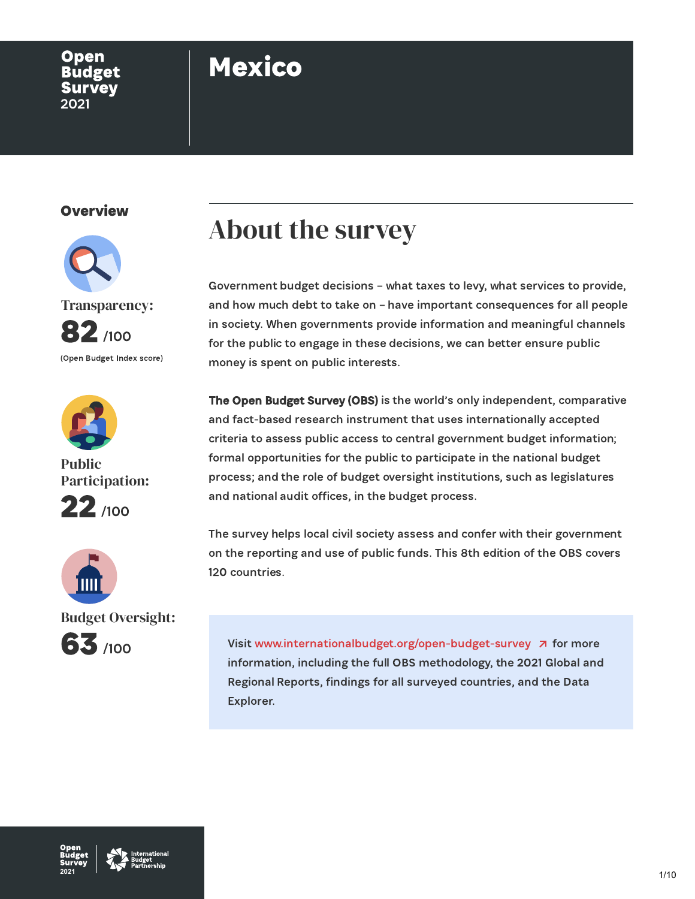Open Budget Survey 2021

# Mexico

## Overview

**Transparency:** 82 /100

(Open Budget Index score)

**Public Participation:** 22 /100

**Budget Oversight:** 63 /100

## About the survey

Government budget decisions – what taxes to levy, what services to provide, and how much debt to take on – have important consequences for all people in society. When governments provide information and meaningful channels for the public to engage in these decisions, we can better ensure public money is spent on public interests.

**The Open Budget Survey (OBS)** is the world's only independent, comparative and fact-based research instrument that uses internationally accepted criteria to assess public access to central government budget information; formal opportunities for the public to participate in the national budget process; and the role of budget oversight institutions, such as legislatures and national audit offices, in the budget process.

The survey helps local civil society assess and confer with their government on the reporting and use of public funds. This 8th edition of the OBS covers 120 countries.

Visit www.internationalbudget.org/open-budget-survey ↗ for more information, including the full OBS methodology, the 2021 Global and Regional Reports, findings for all surveyed countries, and the Data Explorer.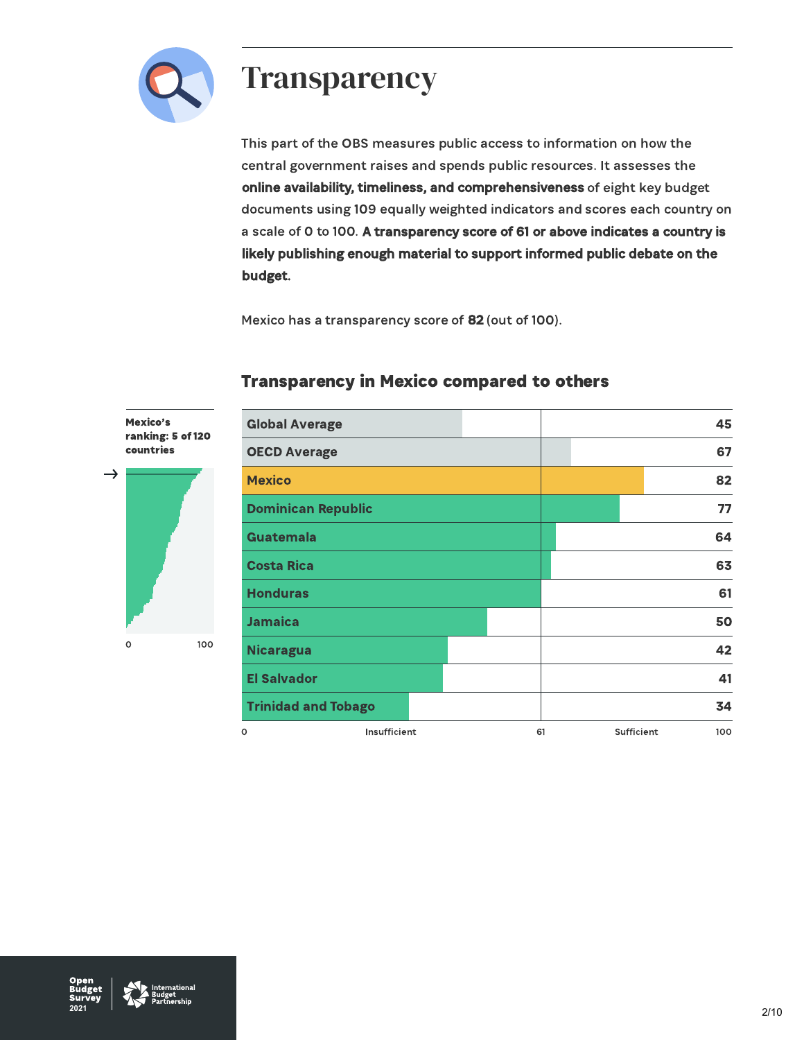# Transparency

This part of the OBS measures public access to information on how the central government raises and spends public resources. It assesses the **online availability, timeliness, and comprehensiveness** of eight key budget documents using 109 equally weighted indicators and scores each country on a scale of 0 to 100. **A transparency score of 61 or above indicates a country is likely publishing enough material to support informed public debate on the budget.**

Mexico has a transparency score of **82** (out of 100).

## Transparency in Mexico compared to others

**Mexico's ranking: 5 of 120 countries**

| Country | Score |
|---|---|
| Global Average | 45 |
| OECD Average | 67 |
| Mexico | 82 |
| Dominican Republic | 77 |
| Guatemala | 64 |
| Costa Rica | 63 |
| Honduras | 61 |
| Jamaica | 50 |
| Nicaragua | 42 |
| El Salvador | 41 |
| Trinidad and Tobago | 34 |

Scale: 0 – Insufficient – 61 – Sufficient – 100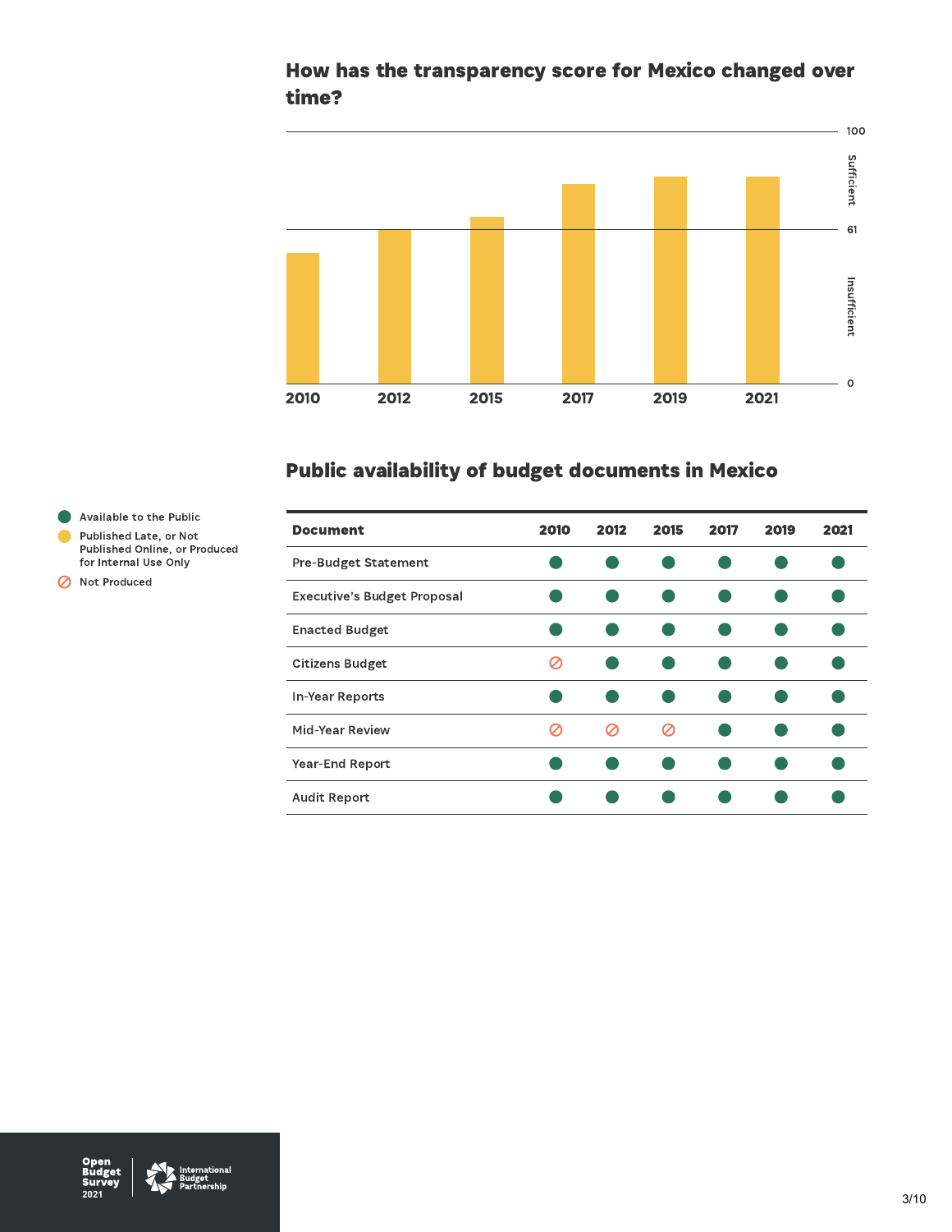## How has the transparency score for Mexico changed over time?

100

Sufficient

61

Insufficient

0

2010 2012 2015 2017 2019 2021

## Public availability of budget documents in Mexico

- ● Available to the Public
- ● Published Late, or Not Published Online, or Produced for Internal Use Only
- ⊘ Not Produced

| Document | 2010 | 2012 | 2015 | 2017 | 2019 | 2021 |
|---|---|---|---|---|---|---|
| Pre-Budget Statement | Available to the Public | Available to the Public | Available to the Public | Available to the Public | Available to the Public | Available to the Public |
| Executive's Budget Proposal | Available to the Public | Available to the Public | Available to the Public | Available to the Public | Available to the Public | Available to the Public |
| Enacted Budget | Available to the Public | Available to the Public | Available to the Public | Available to the Public | Available to the Public | Available to the Public |
| Citizens Budget | Not Produced | Available to the Public | Available to the Public | Available to the Public | Available to the Public | Available to the Public |
| In-Year Reports | Available to the Public | Available to the Public | Available to the Public | Available to the Public | Available to the Public | Available to the Public |
| Mid-Year Review | Not Produced | Not Produced | Not Produced | Available to the Public | Available to the Public | Available to the Public |
| Year-End Report | Available to the Public | Available to the Public | Available to the Public | Available to the Public | Available to the Public | Available to the Public |
| Audit Report | Available to the Public | Available to the Public | Available to the Public | Available to the Public | Available to the Public | Available to the Public |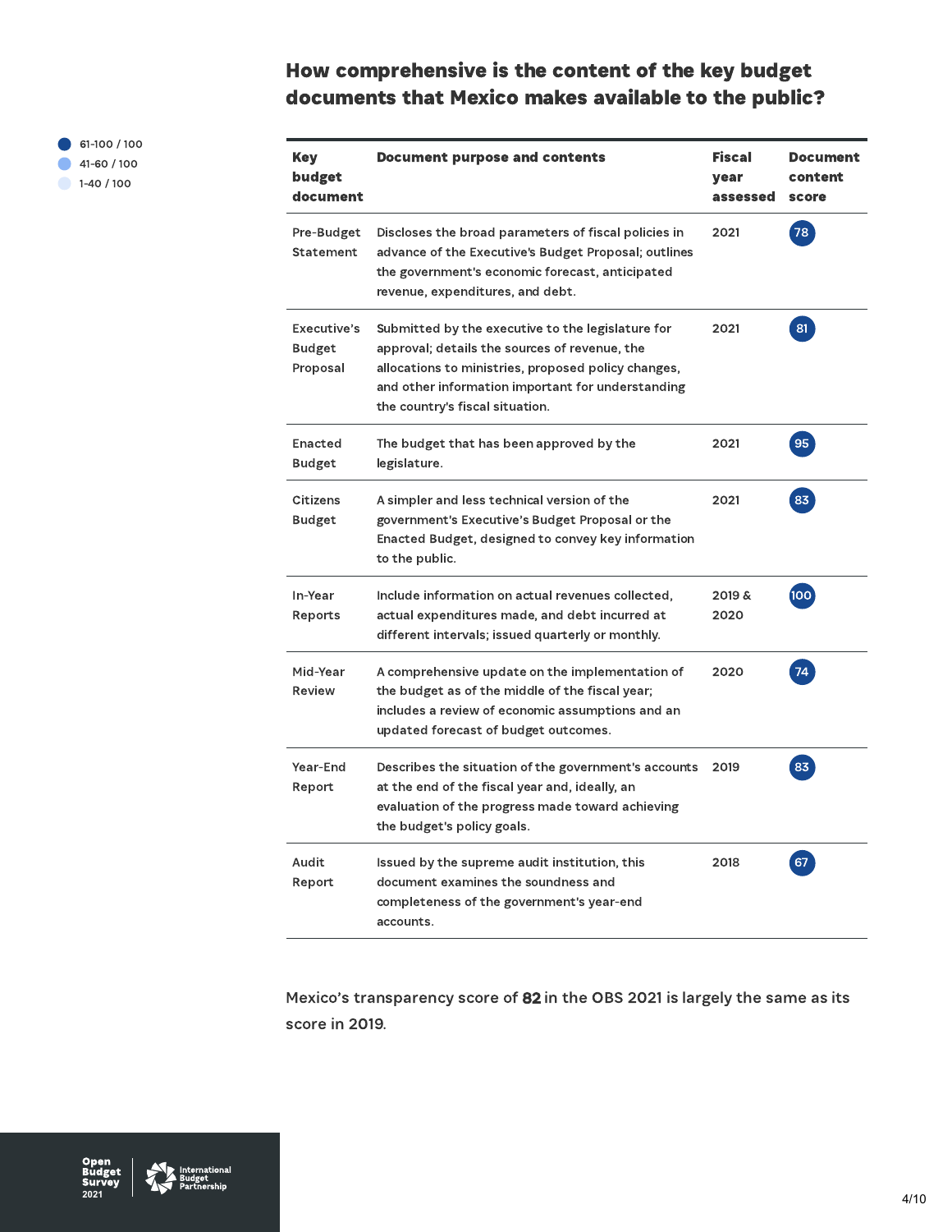## How comprehensive is the content of the key budget documents that Mexico makes available to the public?

- 61-100 / 100
- 41-60 / 100
- 1-40 / 100

| Key budget document | Document purpose and contents | Fiscal year assessed | Document content score |
|---|---|---|---|
| Pre-Budget Statement | Discloses the broad parameters of fiscal policies in advance of the Executive's Budget Proposal; outlines the government's economic forecast, anticipated revenue, expenditures, and debt. | 2021 | 78 |
| Executive's Budget Proposal | Submitted by the executive to the legislature for approval; details the sources of revenue, the allocations to ministries, proposed policy changes, and other information important for understanding the country's fiscal situation. | 2021 | 81 |
| Enacted Budget | The budget that has been approved by the legislature. | 2021 | 95 |
| Citizens Budget | A simpler and less technical version of the government's Executive's Budget Proposal or the Enacted Budget, designed to convey key information to the public. | 2021 | 83 |
| In-Year Reports | Include information on actual revenues collected, actual expenditures made, and debt incurred at different intervals; issued quarterly or monthly. | 2019 & 2020 | 100 |
| Mid-Year Review | A comprehensive update on the implementation of the budget as of the middle of the fiscal year; includes a review of economic assumptions and an updated forecast of budget outcomes. | 2020 | 74 |
| Year-End Report | Describes the situation of the government's accounts at the end of the fiscal year and, ideally, an evaluation of the progress made toward achieving the budget's policy goals. | 2019 | 83 |
| Audit Report | Issued by the supreme audit institution, this document examines the soundness and completeness of the government's year-end accounts. | 2018 | 67 |

Mexico's transparency score of **82** in the OBS 2021 is largely the same as its score in 2019.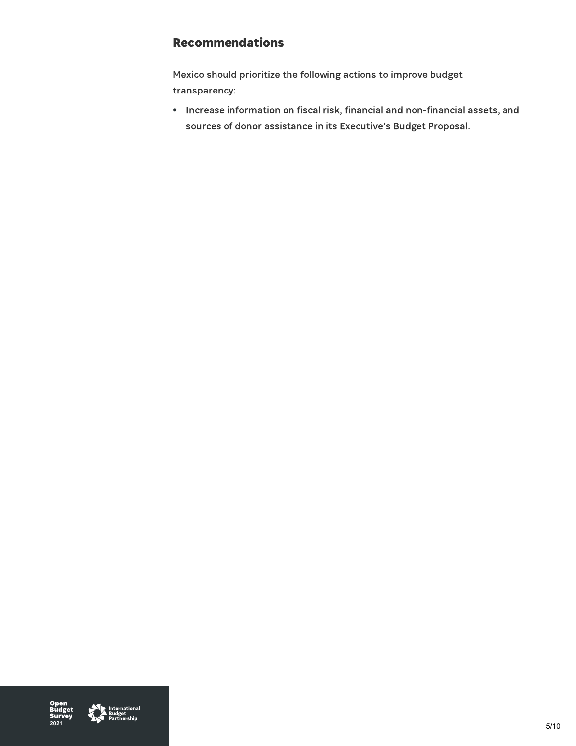## Recommendations

Mexico should prioritize the following actions to improve budget transparency:

- Increase information on fiscal risk, financial and non-financial assets, and sources of donor assistance in its Executive's Budget Proposal.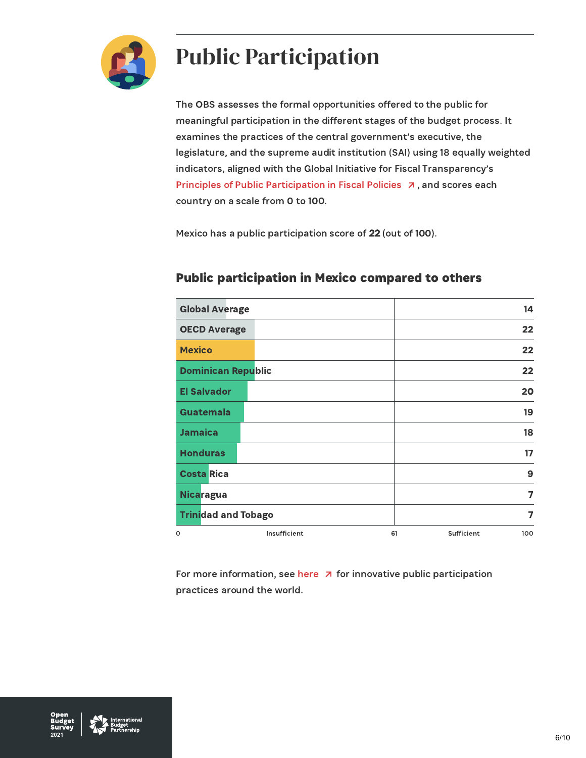# Public Participation

The OBS assesses the formal opportunities offered to the public for meaningful participation in the different stages of the budget process. It examines the practices of the central government's executive, the legislature, and the supreme audit institution (SAI) using 18 equally weighted indicators, aligned with the Global Initiative for Fiscal Transparency's Principles of Public Participation in Fiscal Policies ↗, and scores each country on a scale from 0 to 100.

Mexico has a public participation score of **22** (out of 100).

## Public participation in Mexico compared to others

| Country | Score |
|---|---|
| Global Average | 14 |
| OECD Average | 22 |
| Mexico | 22 |
| Dominican Republic | 22 |
| El Salvador | 20 |
| Guatemala | 19 |
| Jamaica | 18 |
| Honduras | 17 |
| Costa Rica | 9 |
| Nicaragua | 7 |
| Trinidad and Tobago | 7 |

Scale: 0 – Insufficient – 61 – Sufficient – 100

For more information, see here ↗ for innovative public participation practices around the world.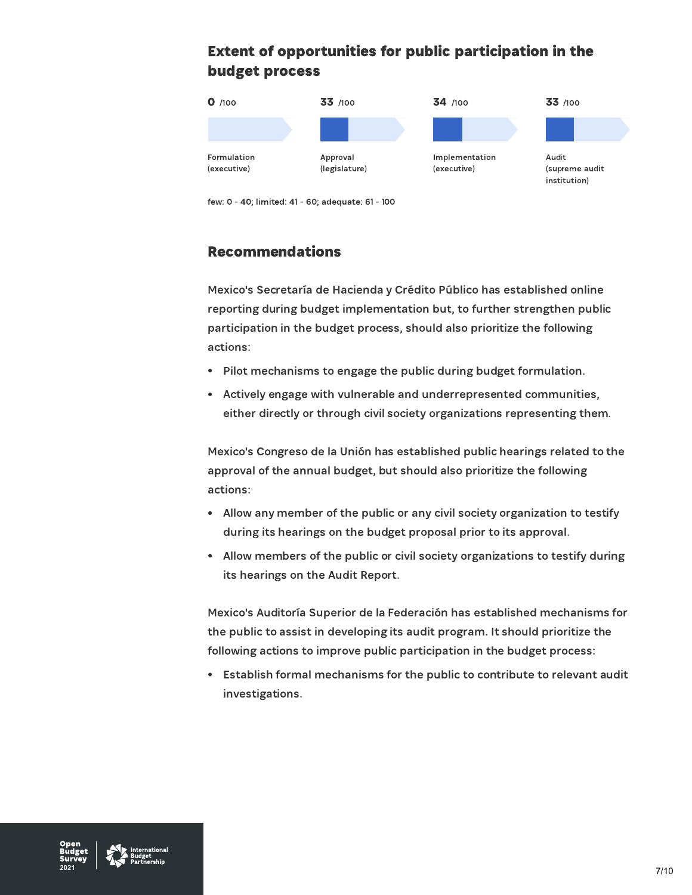## Extent of opportunities for public participation in the budget process

| Formulation (executive) | Approval (legislature) | Implementation (executive) | Audit (supreme audit institution) |
|---|---|---|---|
| 0 /100 | 33 /100 | 34 /100 | 33 /100 |

few: 0 - 40; limited: 41 - 60; adequate: 61 - 100

## Recommendations

Mexico's Secretaría de Hacienda y Crédito Público has established online reporting during budget implementation but, to further strengthen public participation in the budget process, should also prioritize the following actions:

- Pilot mechanisms to engage the public during budget formulation.
- Actively engage with vulnerable and underrepresented communities, either directly or through civil society organizations representing them.

Mexico's Congreso de la Unión has established public hearings related to the approval of the annual budget, but should also prioritize the following actions:

- Allow any member of the public or any civil society organization to testify during its hearings on the budget proposal prior to its approval.
- Allow members of the public or civil society organizations to testify during its hearings on the Audit Report.

Mexico's Auditoría Superior de la Federación has established mechanisms for the public to assist in developing its audit program. It should prioritize the following actions to improve public participation in the budget process:

- Establish formal mechanisms for the public to contribute to relevant audit investigations.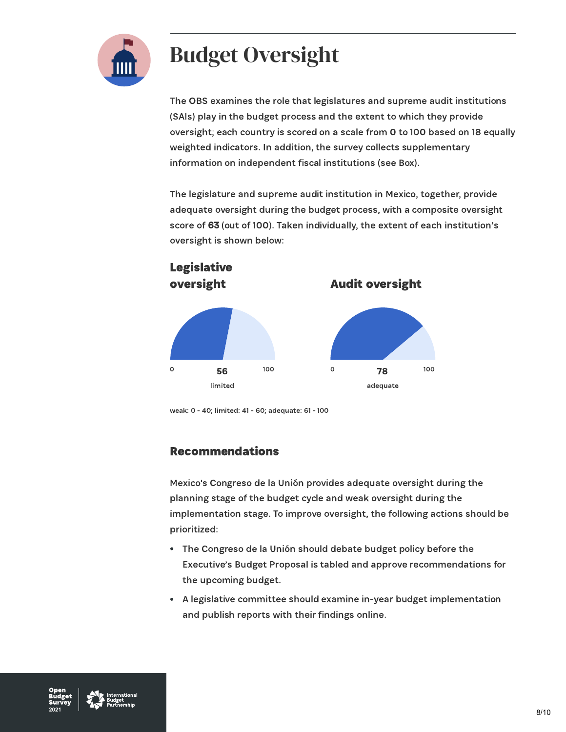# Budget Oversight

The OBS examines the role that legislatures and supreme audit institutions (SAIs) play in the budget process and the extent to which they provide oversight; each country is scored on a scale from 0 to 100 based on 18 equally weighted indicators. In addition, the survey collects supplementary information on independent fiscal institutions (see Box).

The legislature and supreme audit institution in Mexico, together, provide adequate oversight during the budget process, with a composite oversight score of **63** (out of 100). Taken individually, the extent of each institution's oversight is shown below:

### Legislative oversight

0 — **56** — 100

limited

### Audit oversight

0 — **78** — 100

adequate

weak: 0 - 40; limited: 41 - 60; adequate: 61 - 100

## Recommendations

Mexico's Congreso de la Unión provides adequate oversight during the planning stage of the budget cycle and weak oversight during the implementation stage. To improve oversight, the following actions should be prioritized:

- The Congreso de la Unión should debate budget policy before the Executive's Budget Proposal is tabled and approve recommendations for the upcoming budget.
- A legislative committee should examine in-year budget implementation and publish reports with their findings online.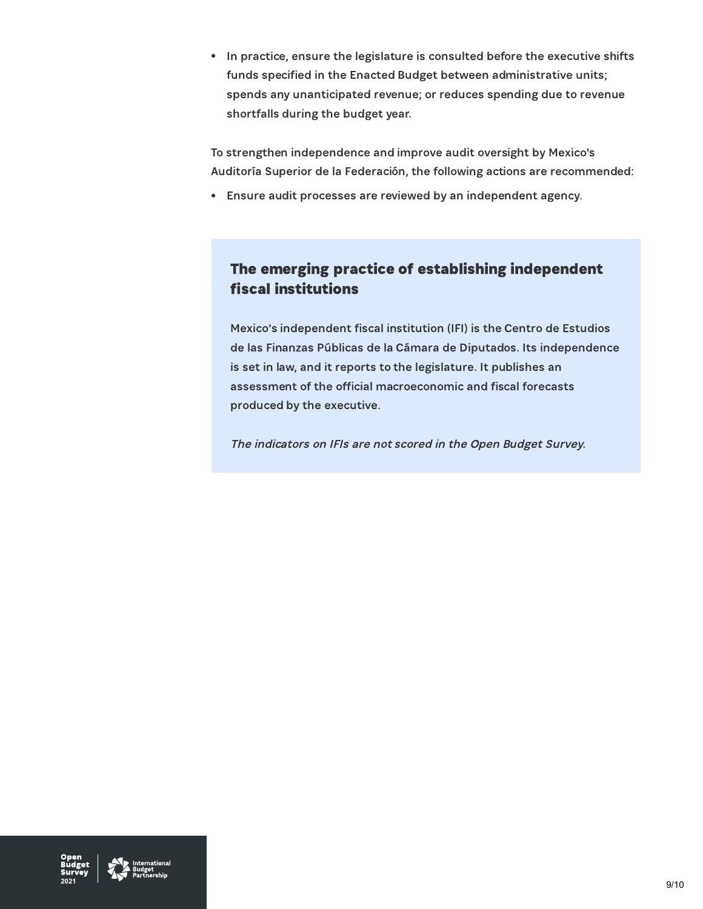- In practice, ensure the legislature is consulted before the executive shifts funds specified in the Enacted Budget between administrative units; spends any unanticipated revenue; or reduces spending due to revenue shortfalls during the budget year.

To strengthen independence and improve audit oversight by Mexico's Auditoría Superior de la Federación, the following actions are recommended:

- Ensure audit processes are reviewed by an independent agency.

## The emerging practice of establishing independent fiscal institutions

Mexico's independent fiscal institution (IFI) is the Centro de Estudios de las Finanzas Públicas de la Cámara de Diputados. Its independence is set in law, and it reports to the legislature. It publishes an assessment of the official macroeconomic and fiscal forecasts produced by the executive.

*The indicators on IFIs are not scored in the Open Budget Survey.*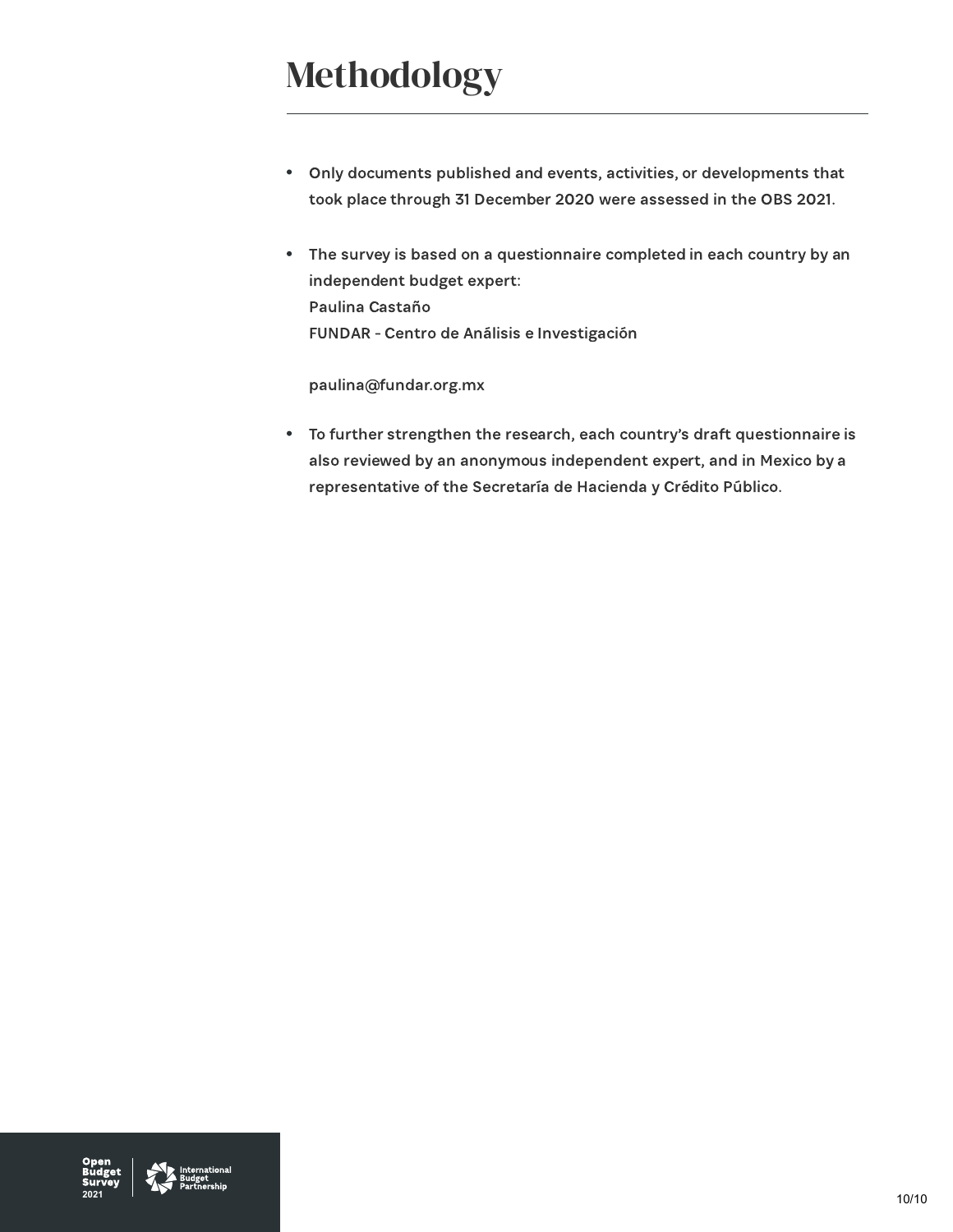# Methodology

- Only documents published and events, activities, or developments that took place through 31 December 2020 were assessed in the OBS 2021.

- The survey is based on a questionnaire completed in each country by an independent budget expert:
  Paulina Castaño
  FUNDAR - Centro de Análisis e Investigación

  paulina@fundar.org.mx

- To further strengthen the research, each country's draft questionnaire is also reviewed by an anonymous independent expert, and in Mexico by a representative of the Secretaría de Hacienda y Crédito Público.